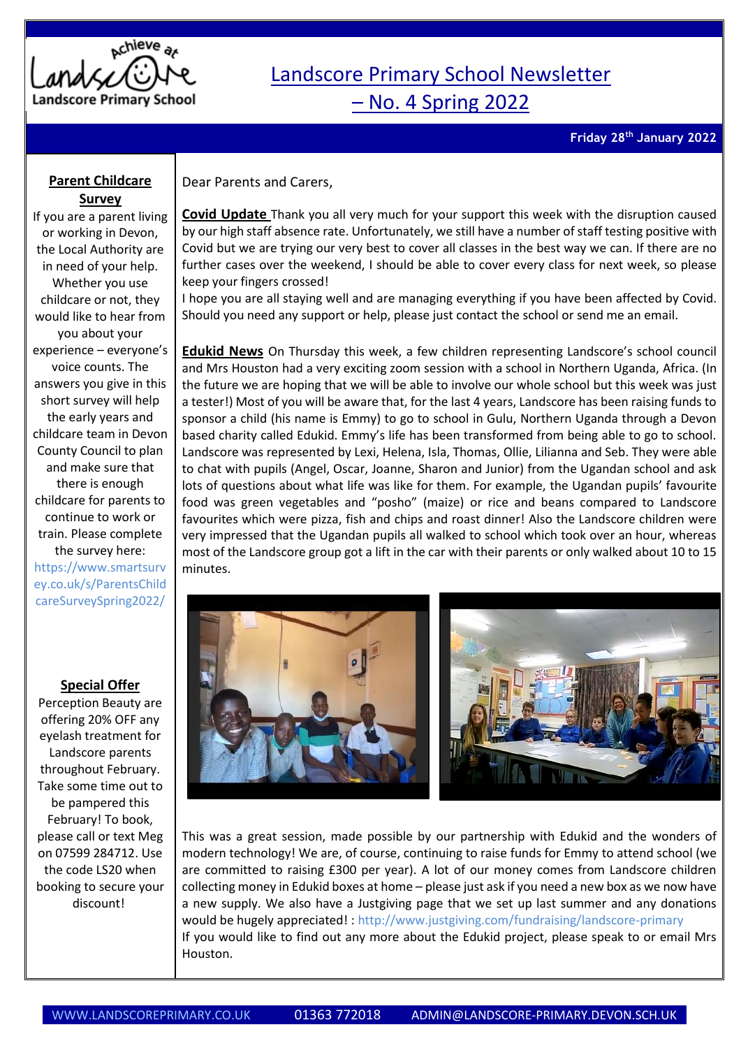# Landscore Primary School Newsletter – No. 4 Spring 2022

**Friday 28th January 2022**

Dear Parents and Carers,

**Covid Update** Thank you all very much for your support this week with the disruption caused by our high staff absence rate. Unfortunately, we still have a number of staff testing positive with Covid but we are trying our very best to cover all classes in the best way we can. If there are no further cases over the weekend, I should be able to cover every class for next week, so please keep your fingers crossed!

I hope you are all staying well and are managing everything if you have been affected by Covid. Should you need any support or help, please just contact the school or send me an email.

**Edukid News** On Thursday this week, a few children representing Landscore's school council and Mrs Houston had a very exciting zoom session with a school in Northern Uganda, Africa. (In the future we are hoping that we will be able to involve our whole school but this week was just a tester!) Most of you will be aware that, for the last 4 years, Landscore has been raising funds to sponsor a child (his name is Emmy) to go to school in Gulu, Northern Uganda through a Devon based charity called Edukid. Emmy's life has been transformed from being able to go to school. Landscore was represented by Lexi, Helena, Isla, Thomas, Ollie, Lilianna and Seb. They were able to chat with pupils (Angel, Oscar, Joanne, Sharon and Junior) from the Ugandan school and ask lots of questions about what life was like for them. For example, the Ugandan pupils' favourite food was green vegetables and "posho" (maize) or rice and beans compared to Landscore favourites which were pizza, fish and chips and roast dinner! Also the Landscore children were very impressed that the Ugandan pupils all walked to school which took over an hour, whereas most of the Landscore group got a lift in the car with their parents or only walked about 10 to 15 minutes.

This was a great session, made possible by our partnership with Edukid and the wonders of modern technology! We are, of course, continuing to raise funds for Emmy to attend school (we are committed to raising £300 per year). A lot of our money comes from Landscore children collecting money in Edukid boxes at home – please just ask if you need a new box as we now have a new supply. We also have a Justgiving page that we set up last summer and any donations would be hugely appreciated! : http://www.justgiving.com/fundraising/landscore-primary

If you would like to find out any more about the Edukid project, please speak to or email Mrs Houston.

## Parent Childcare Survey

If you are a parent living or working in Devon, the Local Authority are in need of your help. Whether you use childcare or not, they would like to hear from you about your experience – everyone's voice counts. The answers you give in this short survey will help the early years and childcare team in Devon County Council to plan and make sure that there is enough childcare for parents to continue to work or train. Please complete the survey here: https://www.smartsurvey.co.uk/s/ParentsChildcareSurveySpring2022/

## Special Offer

Perception Beauty are offering 20% OFF any eyelash treatment for Landscore parents throughout February. Take some time out to be pampered this February! To book, please call or text Meg on 07599 284712. Use the code LS20 when booking to secure your discount!

WWW.LANDSCOREPRIMARY.CO.UK 01363 772018 ADMIN@LANDSCORE-PRIMARY.DEVON.SCH.UK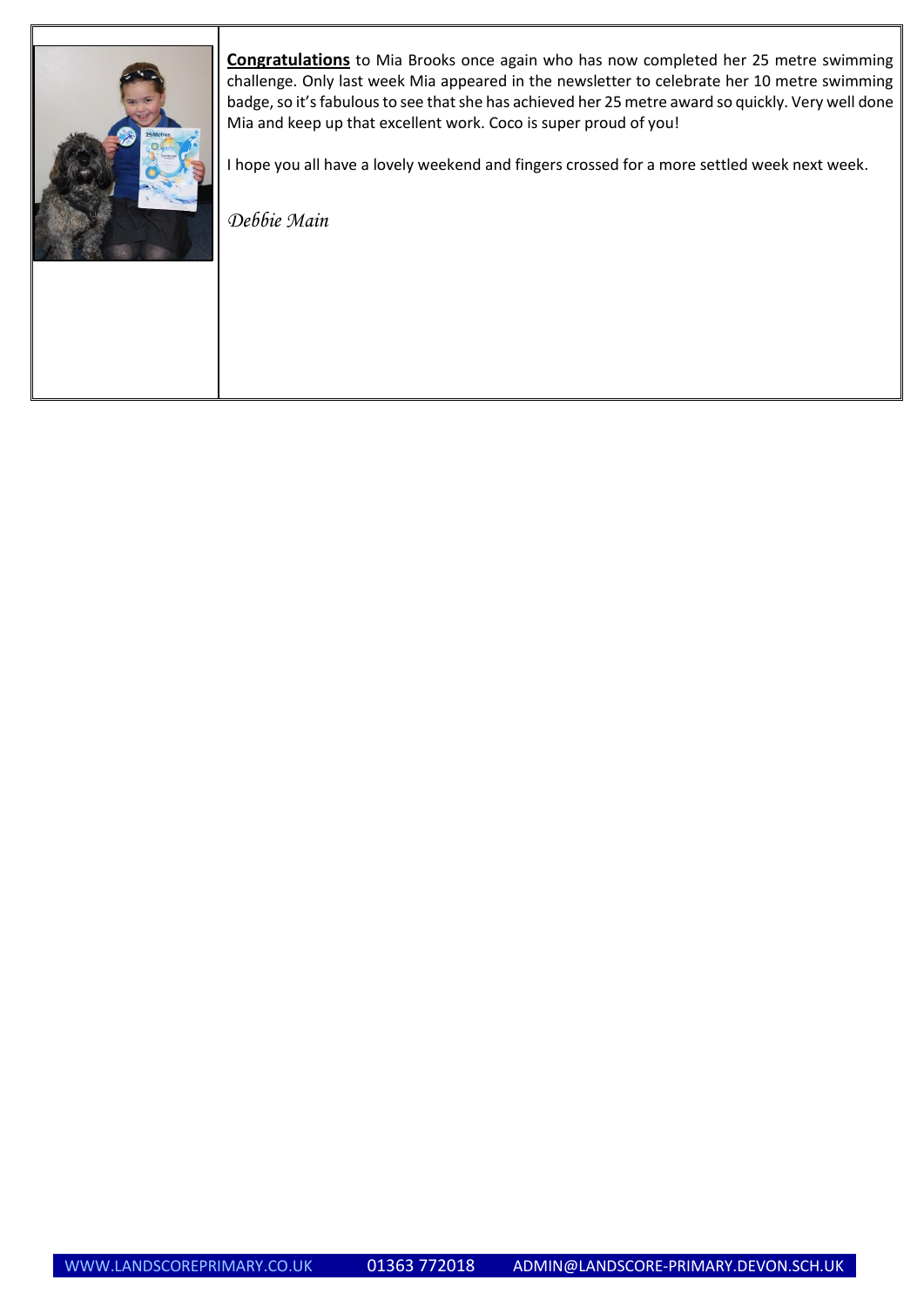**Congratulations** to Mia Brooks once again who has now completed her 25 metre swimming challenge. Only last week Mia appeared in the newsletter to celebrate her 10 metre swimming badge, so it's fabulous to see that she has achieved her 25 metre award so quickly. Very well done Mia and keep up that excellent work. Coco is super proud of you!

I hope you all have a lovely weekend and fingers crossed for a more settled week next week.

*Debbie Main*